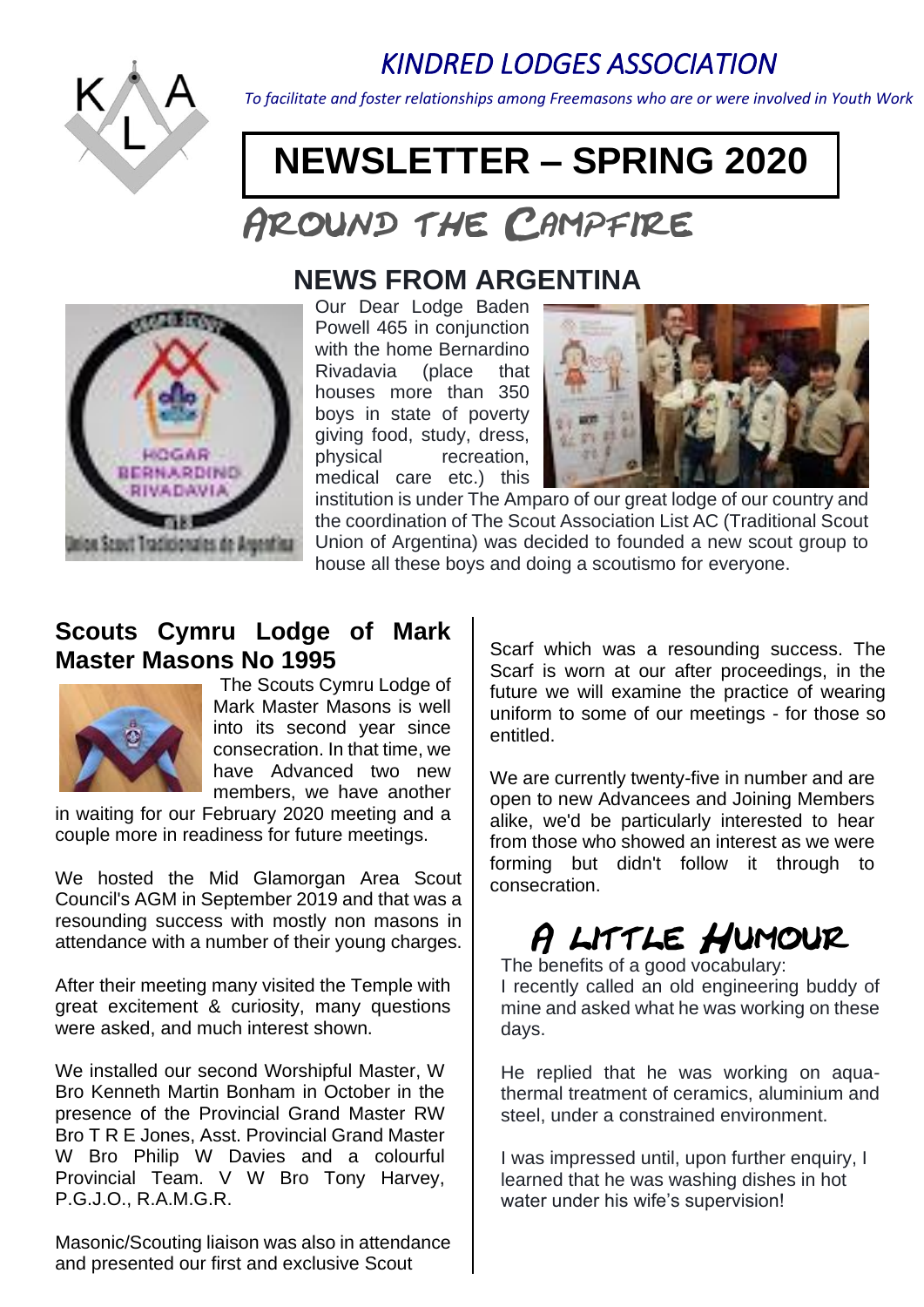# KINDRED LODGES ASSOCIATION

*To facilitate and foster relationships among Freemasons who are or were involved in Youth Work*

# NEWSLETTER – SPRING 2020

## Around the Campfire

## NEWS FROM ARGENTINA

Our Dear Lodge Baden Powell 465 in conjunction with the home Bernardino Rivadavia (place that houses more than 350 boys in state of poverty giving food, study, dress, physical recreation, medical care etc.) this institution is under The Amparo of our great lodge of our country and the coordination of The Scout Association List AC (Traditional Scout Union of Argentina) was decided to founded a new scout group to house all these boys and doing a scoutismo for everyone.

## Scouts Cymru Lodge of Mark Master Masons No 1995

The Scouts Cymru Lodge of Mark Master Masons is well into its second year since consecration. In that time, we have Advanced two new members, we have another in waiting for our February 2020 meeting and a couple more in readiness for future meetings.

We hosted the Mid Glamorgan Area Scout Council's AGM in September 2019 and that was a resounding success with mostly non masons in attendance with a number of their young charges.

After their meeting many visited the Temple with great excitement & curiosity, many questions were asked, and much interest shown.

We installed our second Worshipful Master, W Bro Kenneth Martin Bonham in October in the presence of the Provincial Grand Master RW Bro T R E Jones, Asst. Provincial Grand Master W Bro Philip W Davies and a colourful Provincial Team. V W Bro Tony Harvey, P.G.J.O., R.A.M.G.R.

Masonic/Scouting liaison was also in attendance and presented our first and exclusive Scout Scarf which was a resounding success. The Scarf is worn at our after proceedings, in the future we will examine the practice of wearing uniform to some of our meetings - for those so entitled.

We are currently twenty-five in number and are open to new Advancees and Joining Members alike, we'd be particularly interested to hear from those who showed an interest as we were forming but didn't follow it through to consecration.

## A Little Humour

The benefits of a good vocabulary:
I recently called an old engineering buddy of mine and asked what he was working on these days.

He replied that he was working on aqua-thermal treatment of ceramics, aluminium and steel, under a constrained environment.

I was impressed until, upon further enquiry, I learned that he was washing dishes in hot water under his wife's supervision!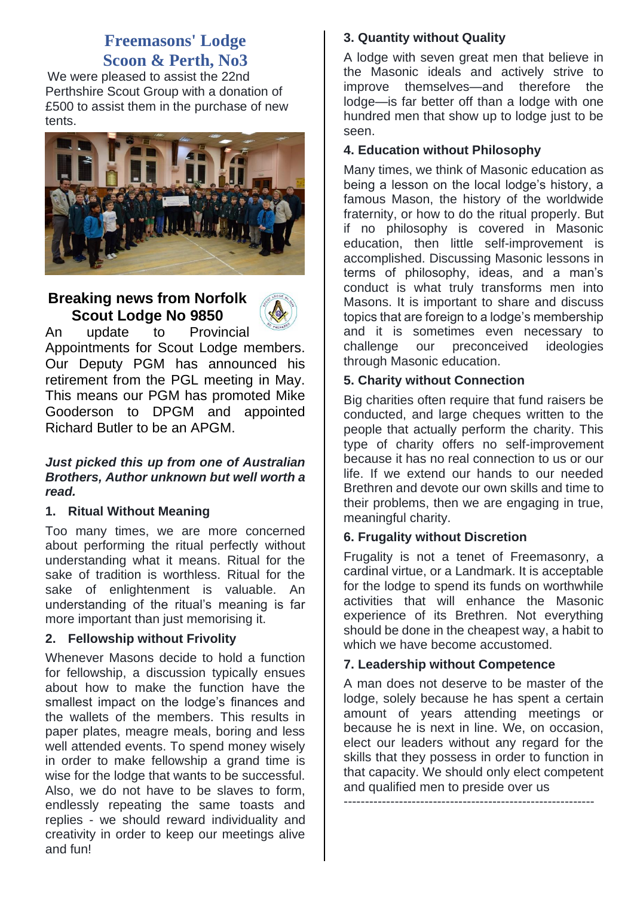## Freemasons' Lodge Scoon & Perth, No3

We were pleased to assist the 22nd Perthshire Scout Group with a donation of £500 to assist them in the purchase of new tents.

## Breaking news from Norfolk Scout Lodge No 9850

An update to Provincial Appointments for Scout Lodge members. Our Deputy PGM has announced his retirement from the PGL meeting in May. This means our PGM has promoted Mike Gooderson to DPGM and appointed Richard Butler to be an APGM.

***Just picked this up from one of Australian Brothers, Author unknown but well worth a read.***

**1. Ritual Without Meaning**

Too many times, we are more concerned about performing the ritual perfectly without understanding what it means. Ritual for the sake of tradition is worthless. Ritual for the sake of enlightenment is valuable. An understanding of the ritual's meaning is far more important than just memorising it.

**2. Fellowship without Frivolity**

Whenever Masons decide to hold a function for fellowship, a discussion typically ensues about how to make the function have the smallest impact on the lodge's finances and the wallets of the members. This results in paper plates, meagre meals, boring and less well attended events. To spend money wisely in order to make fellowship a grand time is wise for the lodge that wants to be successful. Also, we do not have to be slaves to form, endlessly repeating the same toasts and replies - we should reward individuality and creativity in order to keep our meetings alive and fun!

**3. Quantity without Quality**

A lodge with seven great men that believe in the Masonic ideals and actively strive to improve themselves—and therefore the lodge—is far better off than a lodge with one hundred men that show up to lodge just to be seen.

**4. Education without Philosophy**

Many times, we think of Masonic education as being a lesson on the local lodge's history, a famous Mason, the history of the worldwide fraternity, or how to do the ritual properly. But if no philosophy is covered in Masonic education, then little self-improvement is accomplished. Discussing Masonic lessons in terms of philosophy, ideas, and a man's conduct is what truly transforms men into Masons. It is important to share and discuss topics that are foreign to a lodge's membership and it is sometimes even necessary to challenge our preconceived ideologies through Masonic education.

**5. Charity without Connection**

Big charities often require that fund raisers be conducted, and large cheques written to the people that actually perform the charity. This type of charity offers no self-improvement because it has no real connection to us or our life. If we extend our hands to our needed Brethren and devote our own skills and time to their problems, then we are engaging in true, meaningful charity.

**6. Frugality without Discretion**

Frugality is not a tenet of Freemasonry, a cardinal virtue, or a Landmark. It is acceptable for the lodge to spend its funds on worthwhile activities that will enhance the Masonic experience of its Brethren. Not everything should be done in the cheapest way, a habit to which we have become accustomed.

**7. Leadership without Competence**

A man does not deserve to be master of the lodge, solely because he has spent a certain amount of years attending meetings or because he is next in line. We, on occasion, elect our leaders without any regard for the skills that they possess in order to function in that capacity. We should only elect competent and qualified men to preside over us

---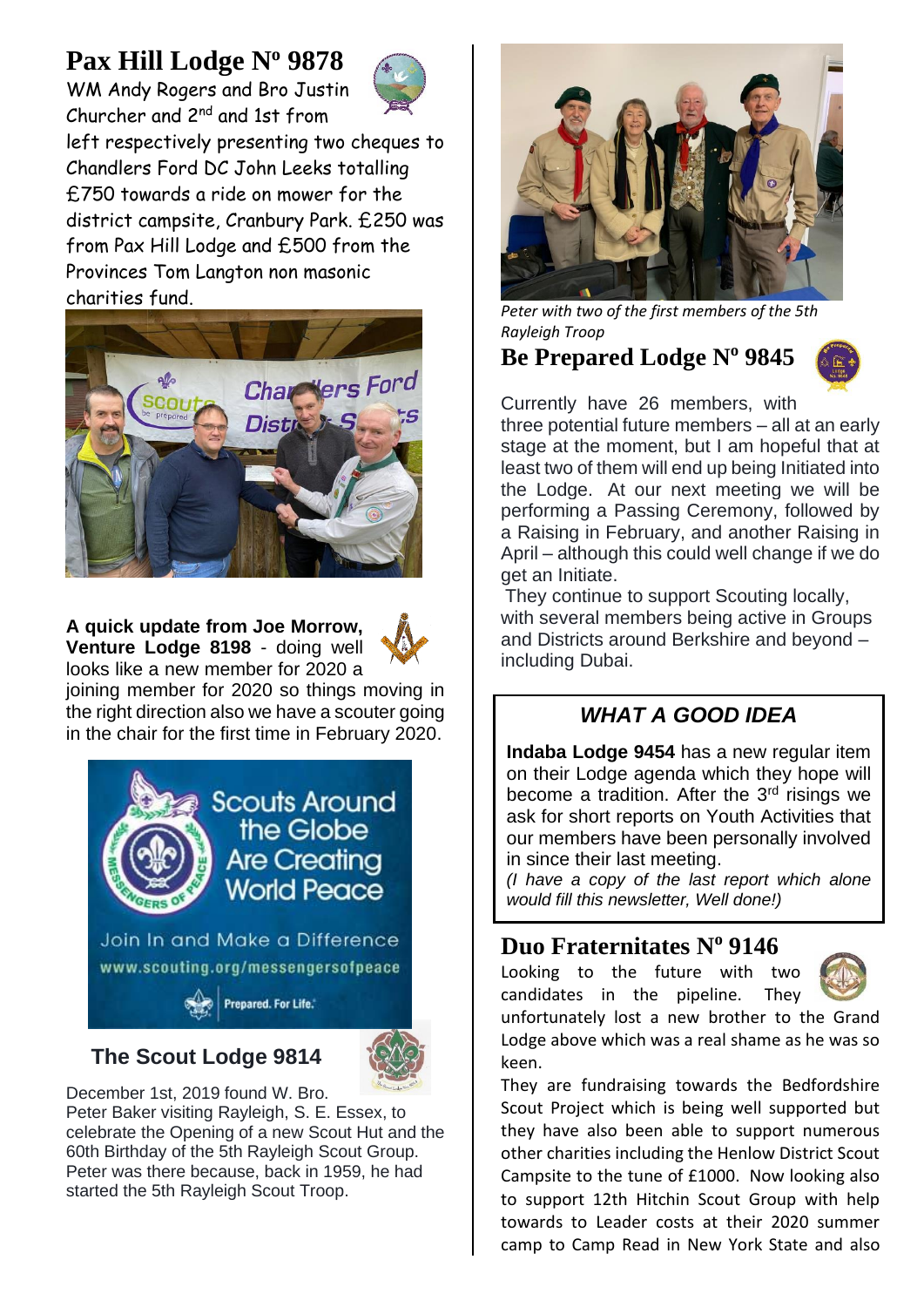## Pax Hill Lodge Nº 9878

WM Andy Rogers and Bro Justin Churcher and 2nd and 1st from left respectively presenting two cheques to Chandlers Ford DC John Leeks totalling £750 towards a ride on mower for the district campsite, Cranbury Park. £250 was from Pax Hill Lodge and £500 from the Provinces Tom Langton non masonic charities fund.

**A quick update from Joe Morrow, Venture Lodge 8198** - doing well looks like a new member for 2020 a joining member for 2020 so things moving in the right direction also we have a scouter going in the chair for the first time in February 2020.

Scouts Around the Globe Are Creating World Peace

Join In and Make a Difference

www.scouting.org/messengersofpeace

Prepared. For Life.

## The Scout Lodge 9814

December 1st, 2019 found W. Bro. Peter Baker visiting Rayleigh, S. E. Essex, to celebrate the Opening of a new Scout Hut and the 60th Birthday of the 5th Rayleigh Scout Group. Peter was there because, back in 1959, he had started the 5th Rayleigh Scout Troop.

*Peter with two of the first members of the 5th Rayleigh Troop*

## Be Prepared Lodge Nº 9845

Currently have 26 members, with three potential future members – all at an early stage at the moment, but I am hopeful that at least two of them will end up being Initiated into the Lodge. At our next meeting we will be performing a Passing Ceremony, followed by a Raising in February, and another Raising in April – although this could well change if we do get an Initiate.

They continue to support Scouting locally, with several members being active in Groups and Districts around Berkshire and beyond – including Dubai.

### *WHAT A GOOD IDEA*

**Indaba Lodge 9454** has a new regular item on their Lodge agenda which they hope will become a tradition. After the 3rd risings we ask for short reports on Youth Activities that our members have been personally involved in since their last meeting.

*(I have a copy of the last report which alone would fill this newsletter, Well done!)*

## Duo Fraternitates Nº 9146

Looking to the future with two candidates in the pipeline. They unfortunately lost a new brother to the Grand Lodge above which was a real shame as he was so keen.

They are fundraising towards the Bedfordshire Scout Project which is being well supported but they have also been able to support numerous other charities including the Henlow District Scout Campsite to the tune of £1000. Now looking also to support 12th Hitchin Scout Group with help towards to Leader costs at their 2020 summer camp to Camp Read in New York State and also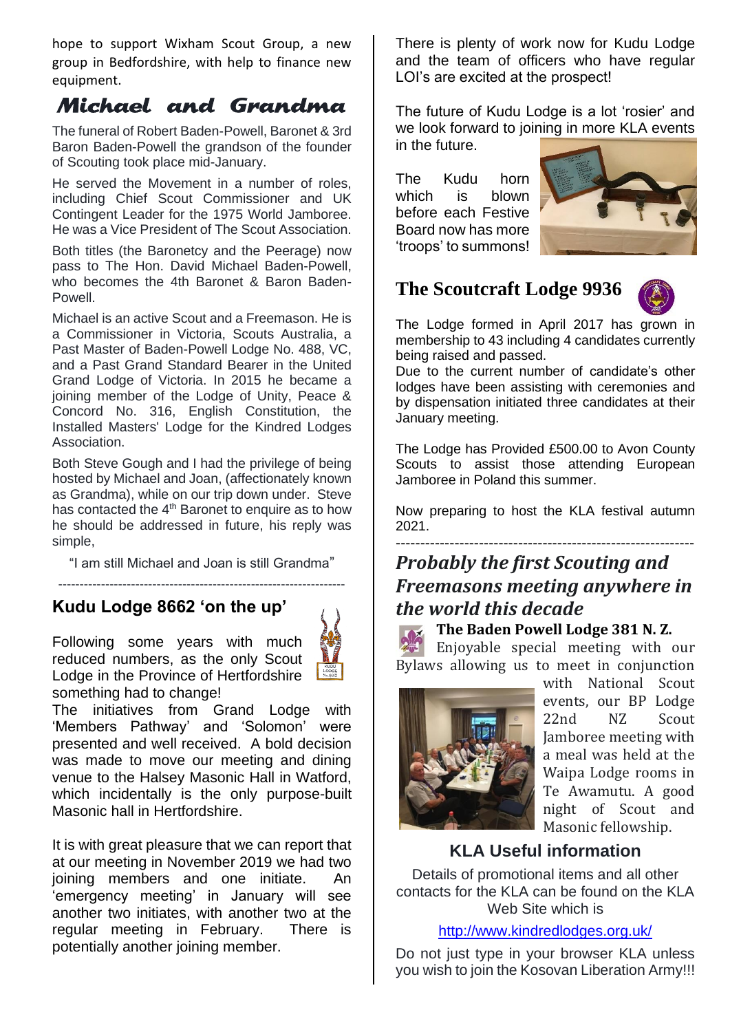hope to support Wixham Scout Group, a new group in Bedfordshire, with help to finance new equipment.

## *Michael and Grandma*

The funeral of Robert Baden-Powell, Baronet & 3rd Baron Baden-Powell the grandson of the founder of Scouting took place mid-January.

He served the Movement in a number of roles, including Chief Scout Commissioner and UK Contingent Leader for the 1975 World Jamboree. He was a Vice President of The Scout Association.

Both titles (the Baronetcy and the Peerage) now pass to The Hon. David Michael Baden-Powell, who becomes the 4th Baronet & Baron Baden-Powell.

Michael is an active Scout and a Freemason. He is a Commissioner in Victoria, Scouts Australia, a Past Master of Baden-Powell Lodge No. 488, VC, and a Past Grand Standard Bearer in the United Grand Lodge of Victoria. In 2015 he became a joining member of the Lodge of Unity, Peace & Concord No. 316, English Constitution, the Installed Masters' Lodge for the Kindred Lodges Association.

Both Steve Gough and I had the privilege of being hosted by Michael and Joan, (affectionately known as Grandma), while on our trip down under. Steve has contacted the 4th Baronet to enquire as to how he should be addressed in future, his reply was simple,

"I am still Michael and Joan is still Grandma"

---

## Kudu Lodge 8662 'on the up'

Following some years with much reduced numbers, as the only Scout Lodge in the Province of Hertfordshire something had to change!

The initiatives from Grand Lodge with 'Members Pathway' and 'Solomon' were presented and well received. A bold decision was made to move our meeting and dining venue to the Halsey Masonic Hall in Watford, which incidentally is the only purpose-built Masonic hall in Hertfordshire.

It is with great pleasure that we can report that at our meeting in November 2019 we had two joining members and one initiate. An 'emergency meeting' in January will see another two initiates, with another two at the regular meeting in February. There is potentially another joining member.

There is plenty of work now for Kudu Lodge and the team of officers who have regular LOI's are excited at the prospect!

The future of Kudu Lodge is a lot 'rosier' and we look forward to joining in more KLA events in the future.

The Kudu horn which is blown before each Festive Board now has more 'troops' to summons!

## The Scoutcraft Lodge 9936

The Lodge formed in April 2017 has grown in membership to 43 including 4 candidates currently being raised and passed.

Due to the current number of candidate's other lodges have been assisting with ceremonies and by dispensation initiated three candidates at their January meeting.

The Lodge has Provided £500.00 to Avon County Scouts to assist those attending European Jamboree in Poland this summer.

Now preparing to host the KLA festival autumn 2021.

---

## *Probably the first Scouting and Freemasons meeting anywhere in the world this decade*

**The Baden Powell Lodge 381 N. Z.**

Enjoyable special meeting with our Bylaws allowing us to meet in conjunction with National Scout events, our BP Lodge 22nd NZ Scout Jamboree meeting with a meal was held at the Waipa Lodge rooms in Te Awamutu. A good night of Scout and Masonic fellowship.

## KLA Useful information

Details of promotional items and all other contacts for the KLA can be found on the KLA Web Site which is

http://www.kindredlodges.org.uk/

Do not just type in your browser KLA unless you wish to join the Kosovan Liberation Army!!!